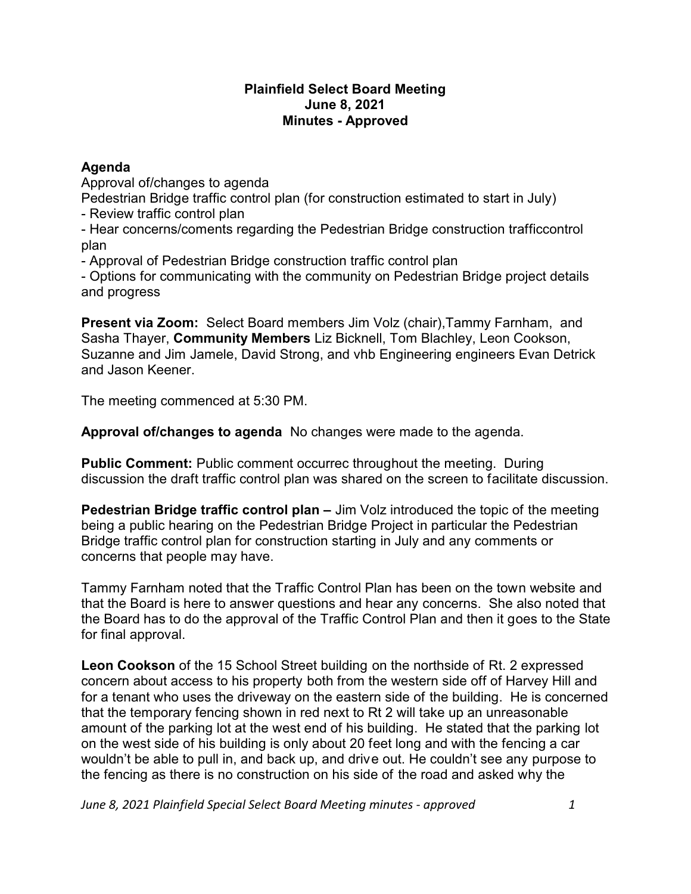# Plainfield Select Board Meeting
## June 8, 2021
## Minutes - Approved

**Agenda**

Approval of/changes to agenda

Pedestrian Bridge traffic control plan (for construction estimated to start in July)

- Review traffic control plan
- Hear concerns/coments regarding the Pedestrian Bridge construction trafficcontrol plan
- Approval of Pedestrian Bridge construction traffic control plan
- Options for communicating with the community on Pedestrian Bridge project details and progress

**Present via Zoom:** Select Board members Jim Volz (chair),Tammy Farnham, and Sasha Thayer, **Community Members** Liz Bicknell, Tom Blachley, Leon Cookson, Suzanne and Jim Jamele, David Strong, and vhb Engineering engineers Evan Detrick and Jason Keener.

The meeting commenced at 5:30 PM.

**Approval of/changes to agenda** No changes were made to the agenda.

**Public Comment:** Public comment occurrec throughout the meeting. During discussion the draft traffic control plan was shared on the screen to facilitate discussion.

**Pedestrian Bridge traffic control plan –** Jim Volz introduced the topic of the meeting being a public hearing on the Pedestrian Bridge Project in particular the Pedestrian Bridge traffic control plan for construction starting in July and any comments or concerns that people may have.

Tammy Farnham noted that the Traffic Control Plan has been on the town website and that the Board is here to answer questions and hear any concerns. She also noted that the Board has to do the approval of the Traffic Control Plan and then it goes to the State for final approval.

**Leon Cookson** of the 15 School Street building on the northside of Rt. 2 expressed concern about access to his property both from the western side off of Harvey Hill and for a tenant who uses the driveway on the eastern side of the building. He is concerned that the temporary fencing shown in red next to Rt 2 will take up an unreasonable amount of the parking lot at the west end of his building. He stated that the parking lot on the west side of his building is only about 20 feet long and with the fencing a car wouldn't be able to pull in, and back up, and drive out. He couldn't see any purpose to the fencing as there is no construction on his side of the road and asked why the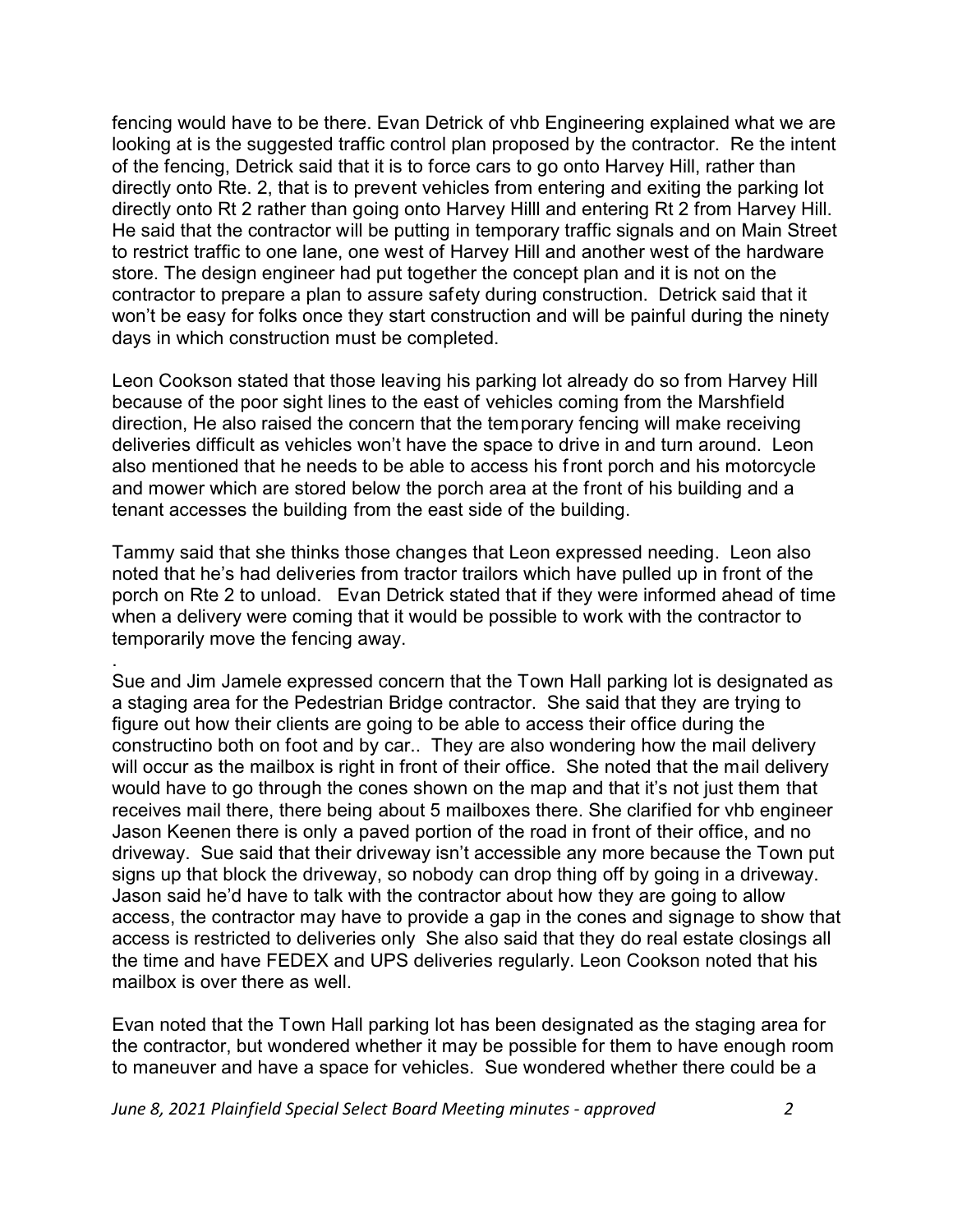fencing would have to be there. Evan Detrick of vhb Engineering explained what we are looking at is the suggested traffic control plan proposed by the contractor. Re the intent of the fencing, Detrick said that it is to force cars to go onto Harvey Hill, rather than directly onto Rte. 2, that is to prevent vehicles from entering and exiting the parking lot directly onto Rt 2 rather than going onto Harvey Hilll and entering Rt 2 from Harvey Hill. He said that the contractor will be putting in temporary traffic signals and on Main Street to restrict traffic to one lane, one west of Harvey Hill and another west of the hardware store. The design engineer had put together the concept plan and it is not on the contractor to prepare a plan to assure safety during construction. Detrick said that it won't be easy for folks once they start construction and will be painful during the ninety days in which construction must be completed.

Leon Cookson stated that those leaving his parking lot already do so from Harvey Hill because of the poor sight lines to the east of vehicles coming from the Marshfield direction, He also raised the concern that the temporary fencing will make receiving deliveries difficult as vehicles won't have the space to drive in and turn around. Leon also mentioned that he needs to be able to access his front porch and his motorcycle and mower which are stored below the porch area at the front of his building and a tenant accesses the building from the east side of the building.

Tammy said that she thinks those changes that Leon expressed needing. Leon also noted that he's had deliveries from tractor trailors which have pulled up in front of the porch on Rte 2 to unload. Evan Detrick stated that if they were informed ahead of time when a delivery were coming that it would be possible to work with the contractor to temporarily move the fencing away.

.

Sue and Jim Jamele expressed concern that the Town Hall parking lot is designated as a staging area for the Pedestrian Bridge contractor. She said that they are trying to figure out how their clients are going to be able to access their office during the constructino both on foot and by car.. They are also wondering how the mail delivery will occur as the mailbox is right in front of their office. She noted that the mail delivery would have to go through the cones shown on the map and that it's not just them that receives mail there, there being about 5 mailboxes there. She clarified for vhb engineer Jason Keenen there is only a paved portion of the road in front of their office, and no driveway. Sue said that their driveway isn't accessible any more because the Town put signs up that block the driveway, so nobody can drop thing off by going in a driveway. Jason said he'd have to talk with the contractor about how they are going to allow access, the contractor may have to provide a gap in the cones and signage to show that access is restricted to deliveries only She also said that they do real estate closings all the time and have FEDEX and UPS deliveries regularly. Leon Cookson noted that his mailbox is over there as well.

Evan noted that the Town Hall parking lot has been designated as the staging area for the contractor, but wondered whether it may be possible for them to have enough room to maneuver and have a space for vehicles. Sue wondered whether there could be a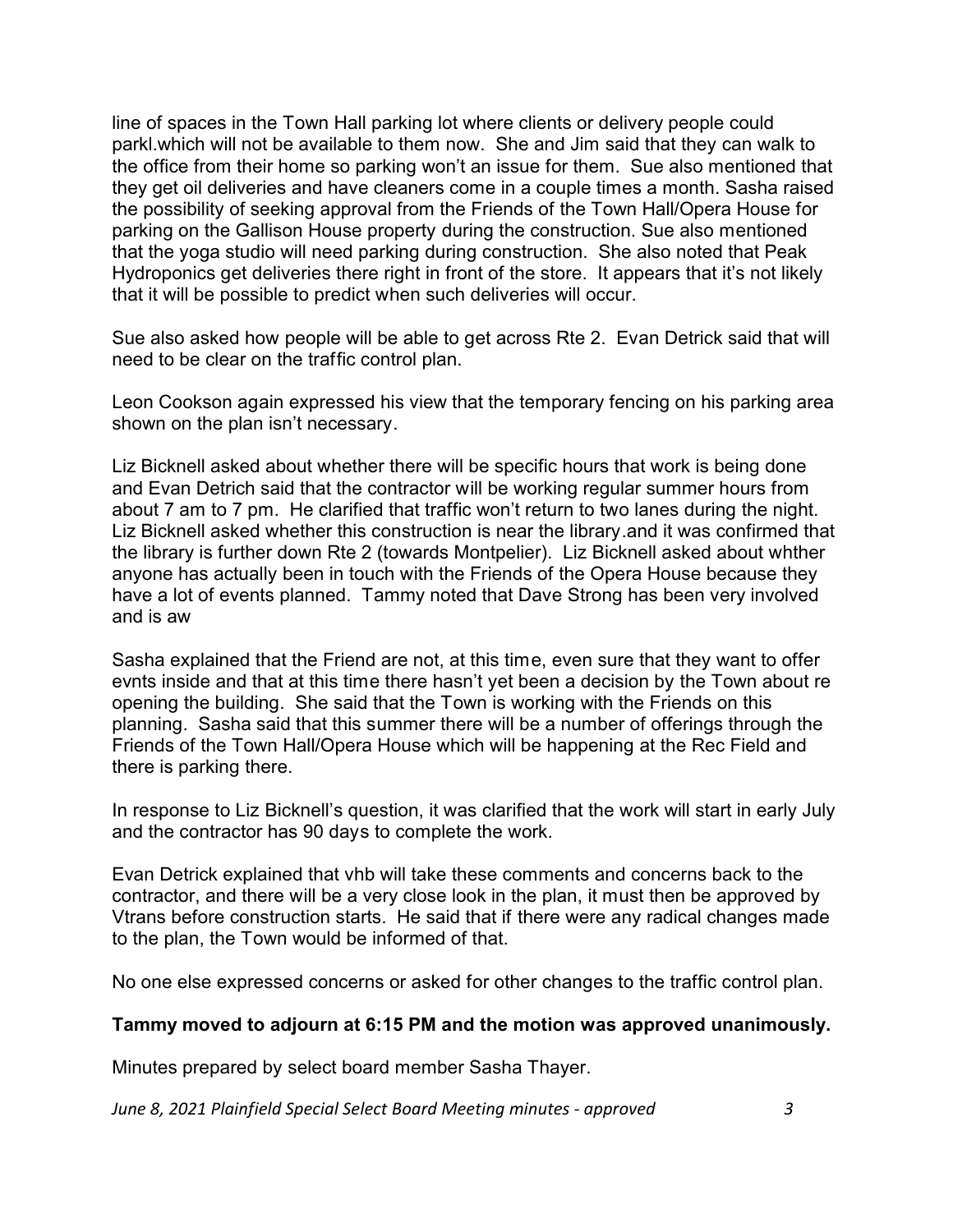line of spaces in the Town Hall parking lot where clients or delivery people could parkl.which will not be available to them now. She and Jim said that they can walk to the office from their home so parking won't an issue for them. Sue also mentioned that they get oil deliveries and have cleaners come in a couple times a month. Sasha raised the possibility of seeking approval from the Friends of the Town Hall/Opera House for parking on the Gallison House property during the construction. Sue also mentioned that the yoga studio will need parking during construction. She also noted that Peak Hydroponics get deliveries there right in front of the store. It appears that it's not likely that it will be possible to predict when such deliveries will occur.

Sue also asked how people will be able to get across Rte 2. Evan Detrick said that will need to be clear on the traffic control plan.

Leon Cookson again expressed his view that the temporary fencing on his parking area shown on the plan isn't necessary.

Liz Bicknell asked about whether there will be specific hours that work is being done and Evan Detrich said that the contractor will be working regular summer hours from about 7 am to 7 pm. He clarified that traffic won't return to two lanes during the night. Liz Bicknell asked whether this construction is near the library.and it was confirmed that the library is further down Rte 2 (towards Montpelier). Liz Bicknell asked about whther anyone has actually been in touch with the Friends of the Opera House because they have a lot of events planned. Tammy noted that Dave Strong has been very involved and is aw

Sasha explained that the Friend are not, at this time, even sure that they want to offer evnts inside and that at this time there hasn't yet been a decision by the Town about re opening the building. She said that the Town is working with the Friends on this planning. Sasha said that this summer there will be a number of offerings through the Friends of the Town Hall/Opera House which will be happening at the Rec Field and there is parking there.

In response to Liz Bicknell's question, it was clarified that the work will start in early July and the contractor has 90 days to complete the work.

Evan Detrick explained that vhb will take these comments and concerns back to the contractor, and there will be a very close look in the plan, it must then be approved by Vtrans before construction starts. He said that if there were any radical changes made to the plan, the Town would be informed of that.

No one else expressed concerns or asked for other changes to the traffic control plan.

**Tammy moved to adjourn at 6:15 PM and the motion was approved unanimously.**

Minutes prepared by select board member Sasha Thayer.